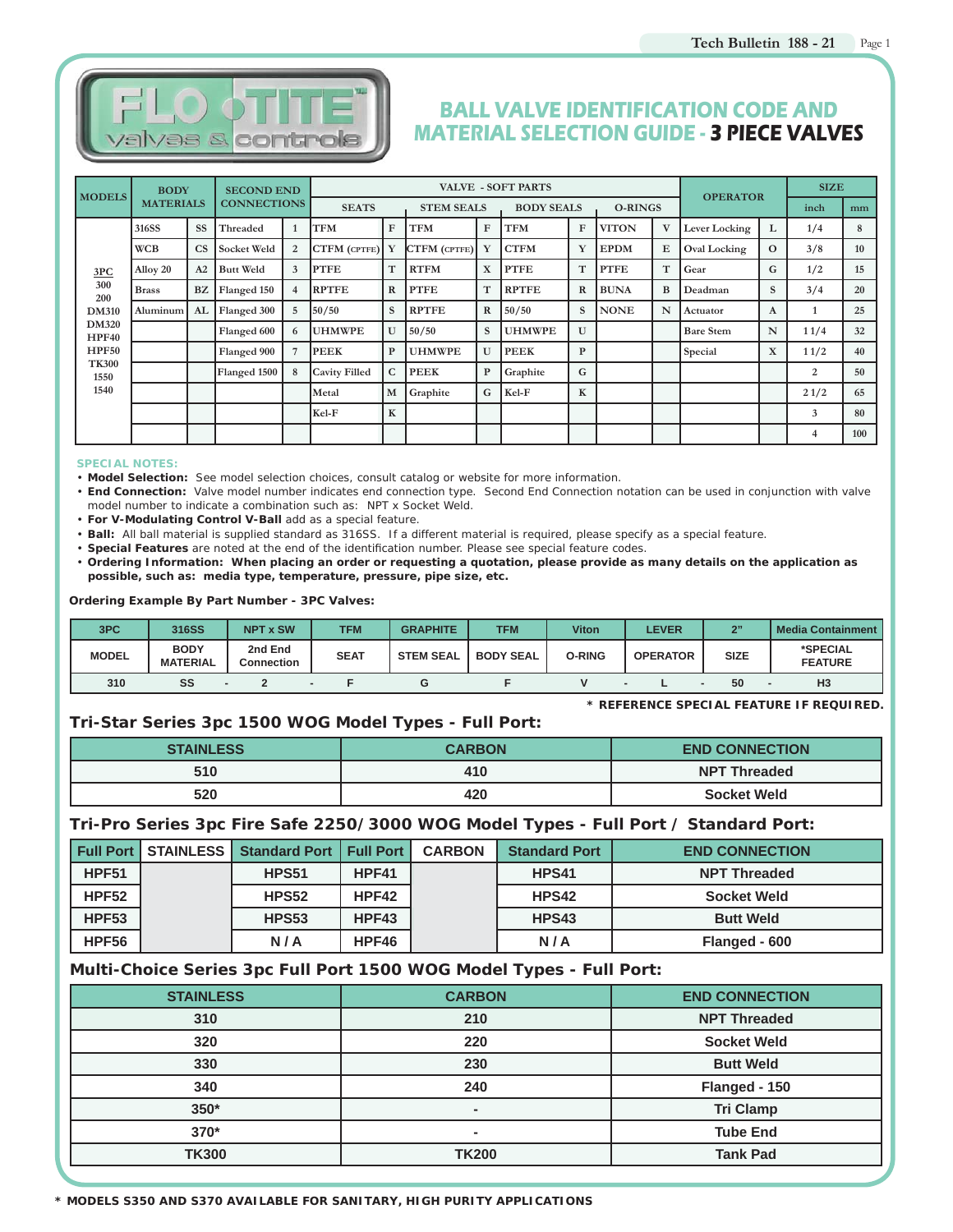# BALL VALVE IDENTIFICATION CODE AND MATERIAL SELECTION GUIDE - 3 PIECE VALVES

| MODELS | BODY MATERIALS | | SECOND END CONNECTIONS | | VALVE - SOFT PARTS | | | | | | | | OPERATOR | | SIZE | |
|---|---|---|---|---|---|---|---|---|---|---|---|---|---|---|---|---|
| | | | | | SEATS | | STEM SEALS | | BODY SEALS | | O-RINGS | | | | inch | mm |
| 3PC | 316SS | SS | Threaded | 1 | TFM | F | TFM | F | TFM | F | VITON | V | Lever Locking | L | 1/4 | 8 |
| 300 | WCB | CS | Socket Weld | 2 | CTFM (CPTFE) | Y | CTFM (CPTFE) | Y | CTFM | Y | EPDM | E | Oval Locking | O | 3/8 | 10 |
| 200 | Alloy 20 | A2 | Butt Weld | 3 | PTFE | T | RTFM | X | PTFE | T | PTFE | T | Gear | G | 1/2 | 15 |
| DM310 | Brass | BZ | Flanged 150 | 4 | RPTFE | R | PTFE | T | RPTFE | R | BUNA | B | Deadman | S | 3/4 | 20 |
| DM320 | Aluminum | AL | Flanged 300 | 5 | 50/50 | S | RPTFE | R | 50/50 | S | NONE | N | Actuator | A | 1 | 25 |
| HPF40 | | | Flanged 600 | 6 | UHMWPE | U | 50/50 | S | UHMWPE | U | | | Bare Stem | N | 1 1/4 | 32 |
| HPF50 | | | Flanged 900 | 7 | PEEK | P | UHMWPE | U | PEEK | P | | | Special | X | 1 1/2 | 40 |
| TK300 | | | Flanged 1500 | 8 | Cavity Filled | C | PEEK | P | Graphite | G | | | | | 2 | 50 |
| 1550 | | | | | Metal | M | Graphite | G | Kel-F | K | | | | | 2 1/2 | 65 |
| 1540 | | | | | Kel-F | K | | | | | | | | | 3 | 80 |
| | | | | | | | | | | | | | | | 4 | 100 |

**SPECIAL NOTES:**

- **Model Selection:** See model selection choices, consult catalog or website for more information.
- **End Connection:** Valve model number indicates end connection type. Second End Connection notation can be used in conjunction with valve model number to indicate a combination such as: NPT x Socket Weld.
- **For V-Modulating Control V-Ball** add as a special feature.
- **Ball:** All ball material is supplied standard as 316SS. If a different material is required, please specify as a special feature.
- **Special Features** are noted at the end of the identification number. Please see special feature codes.
- **Ordering Information: When placing an order or requesting a quotation, please provide as many details on the application as possible, such as: media type, temperature, pressure, pipe size, etc.**

**Ordering Example By Part Number - 3PC Valves:**

| 3PC | 316SS | | NPT x SW | | TFM | GRAPHITE | TFM | Viton | | LEVER | | 2" | | Media Containment |
|---|---|---|---|---|---|---|---|---|---|---|---|---|---|---|
| MODEL | BODY MATERIAL | | 2nd End Connection | | SEAT | STEM SEAL | BODY SEAL | O-RING | | OPERATOR | | SIZE | | *SPECIAL FEATURE |
| 310 | SS | - | 2 | - | F | G | F | V | - | L | - | 50 | - | H3 |

**\* REFERENCE SPECIAL FEATURE IF REQUIRED.**

## Tri-Star Series 3pc 1500 WOG Model Types - Full Port:

| STAINLESS | CARBON | END CONNECTION |
|---|---|---|
| 510 | 410 | NPT Threaded |
| 520 | 420 | Socket Weld |

## Tri-Pro Series 3pc Fire Safe 2250/3000 WOG Model Types - Full Port / Standard Port:

| Full Port | STAINLESS | Standard Port | Full Port | CARBON | Standard Port | END CONNECTION |
|---|---|---|---|---|---|---|
| HPF51 | | HPS51 | HPF41 | | HPS41 | NPT Threaded |
| HPF52 | | HPS52 | HPF42 | | HPS42 | Socket Weld |
| HPF53 | | HPS53 | HPF43 | | HPS43 | Butt Weld |
| HPF56 | | N / A | HPF46 | | N / A | Flanged - 600 |

## Multi-Choice Series 3pc Full Port 1500 WOG Model Types - Full Port:

| STAINLESS | CARBON | END CONNECTION |
|---|---|---|
| 310 | 210 | NPT Threaded |
| 320 | 220 | Socket Weld |
| 330 | 230 | Butt Weld |
| 340 | 240 | Flanged - 150 |
| 350* | - | Tri Clamp |
| 370* | - | Tube End |
| TK300 | TK200 | Tank Pad |

**\* MODELS S350 AND S370 AVAILABLE FOR SANITARY, HIGH PURITY APPLICATIONS**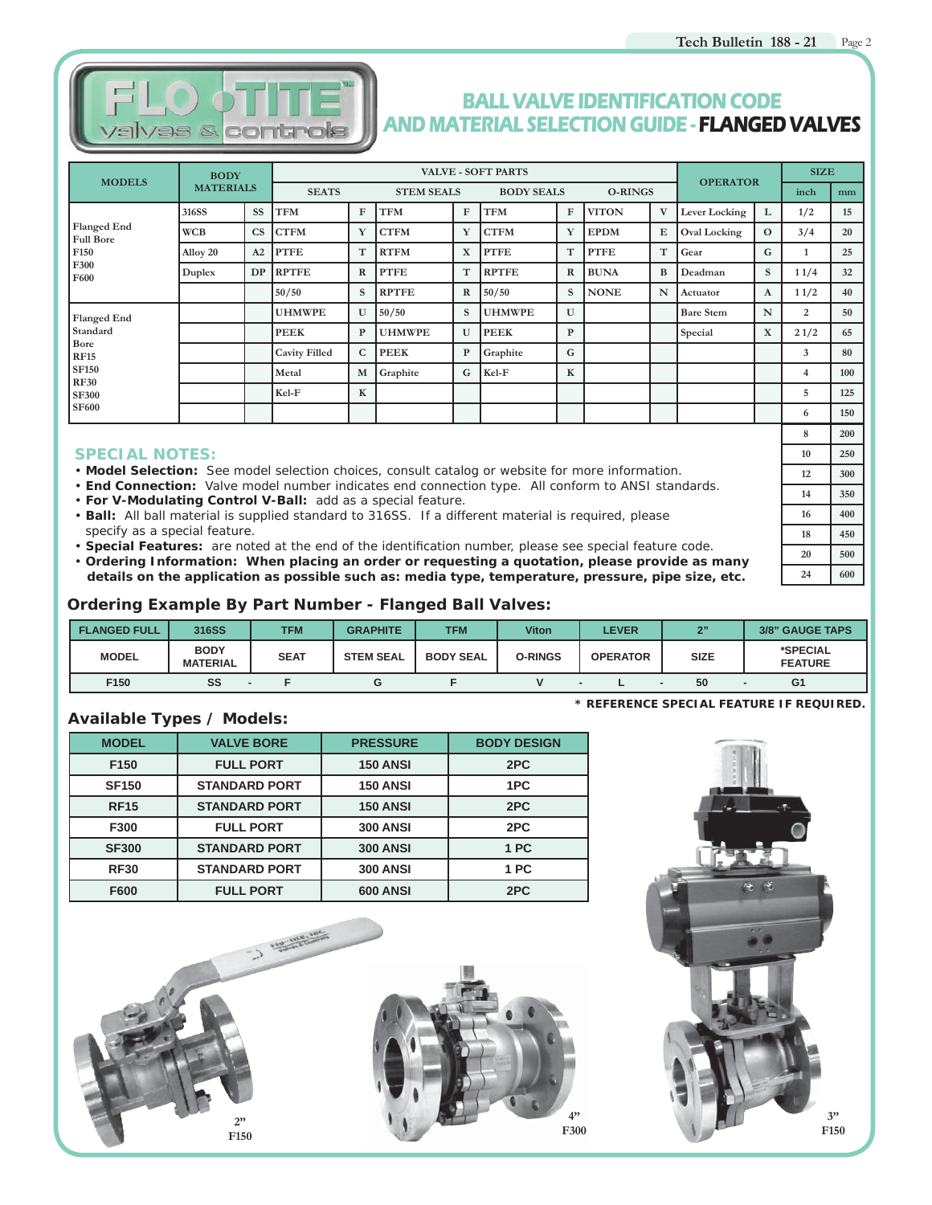# BALL VALVE IDENTIFICATION CODE AND MATERIAL SELECTION GUIDE - FLANGED VALVES

| MODELS | BODY MATERIALS | | VALVE - SOFT PARTS | | | | | | | | OPERATOR | | SIZE | |
|---|---|---|---|---|---|---|---|---|---|---|---|---|---|---|
| | | | SEATS | | STEM SEALS | | BODY SEALS | | O-RINGS | | | | inch | mm |
| Flanged End Full Bore F150 F300 F600 | 316SS | SS | TFM | F | TFM | F | TFM | F | VITON | V | Lever Locking | L | 1/2 | 15 |
| | WCB | CS | CTFM | Y | CTFM | Y | CTFM | Y | EPDM | E | Oval Locking | O | 3/4 | 20 |
| | Alloy 20 | A2 | PTFE | T | RTFM | X | PTFE | T | PTFE | T | Gear | G | 1 | 25 |
| | Duplex | DP | RPTFE | R | PTFE | T | RPTFE | R | BUNA | B | Deadman | S | 1 1/4 | 32 |
| | | | 50/50 | S | RPTFE | R | 50/50 | S | NONE | N | Actuator | A | 1 1/2 | 40 |
| Flanged End Standard Bore RF15 SF150 RF30 SF300 SF600 | | | UHMWPE | U | 50/50 | S | UHMWPE | U | | | Bare Stem | N | 2 | 50 |
| | | | PEEK | P | UHMWPE | U | PEEK | P | | | Special | X | 2 1/2 | 65 |
| | | | Cavity Filled | C | PEEK | P | Graphite | G | | | | | 3 | 80 |
| | | | Metal | M | Graphite | G | Kel-F | K | | | | | 4 | 100 |
| | | | Kel-F | K | | | | | | | | | 5 | 125 |
| | | | | | | | | | | | | | 6 | 150 |
| | | | | | | | | | | | | | 8 | 200 |
| | | | | | | | | | | | | | 10 | 250 |
| | | | | | | | | | | | | | 12 | 300 |
| | | | | | | | | | | | | | 14 | 350 |
| | | | | | | | | | | | | | 16 | 400 |
| | | | | | | | | | | | | | 18 | 450 |
| | | | | | | | | | | | | | 20 | 500 |
| | | | | | | | | | | | | | 24 | 600 |

## SPECIAL NOTES:

- **Model Selection:** See model selection choices, consult catalog or website for more information.
- **End Connection:** Valve model number indicates end connection type. All conform to ANSI standards.
- **For V-Modulating Control V-Ball:** add as a special feature.
- **Ball:** All ball material is supplied standard to 316SS. If a different material is required, please specify as a special feature.
- **Special Features:** are noted at the end of the identification number, please see special feature code.
- **Ordering Information: When placing an order or requesting a quotation, please provide as many details on the application as possible such as: media type, temperature, pressure, pipe size, etc.**

## Ordering Example By Part Number - Flanged Ball Valves:

| FLANGED FULL | 316SS | TFM | GRAPHITE | TFM | Viton | LEVER | 2" | 3/8" GAUGE TAPS |
|---|---|---|---|---|---|---|---|---|
| MODEL | BODY MATERIAL | SEAT | STEM SEAL | BODY SEAL | O-RINGS | OPERATOR | SIZE | *SPECIAL FEATURE |
| F150 | SS - | F | G | F | V - | L - | 50 - | G1 |

\* REFERENCE SPECIAL FEATURE IF REQUIRED.

## Available Types / Models:

| MODEL | VALVE BORE | PRESSURE | BODY DESIGN |
|---|---|---|---|
| F150 | FULL PORT | 150 ANSI | 2PC |
| SF150 | STANDARD PORT | 150 ANSI | 1PC |
| RF15 | STANDARD PORT | 150 ANSI | 2PC |
| F300 | FULL PORT | 300 ANSI | 2PC |
| SF300 | STANDARD PORT | 300 ANSI | 1 PC |
| RF30 | STANDARD PORT | 300 ANSI | 1 PC |
| F600 | FULL PORT | 600 ANSI | 2PC |

2" F150

4" F300

3" F150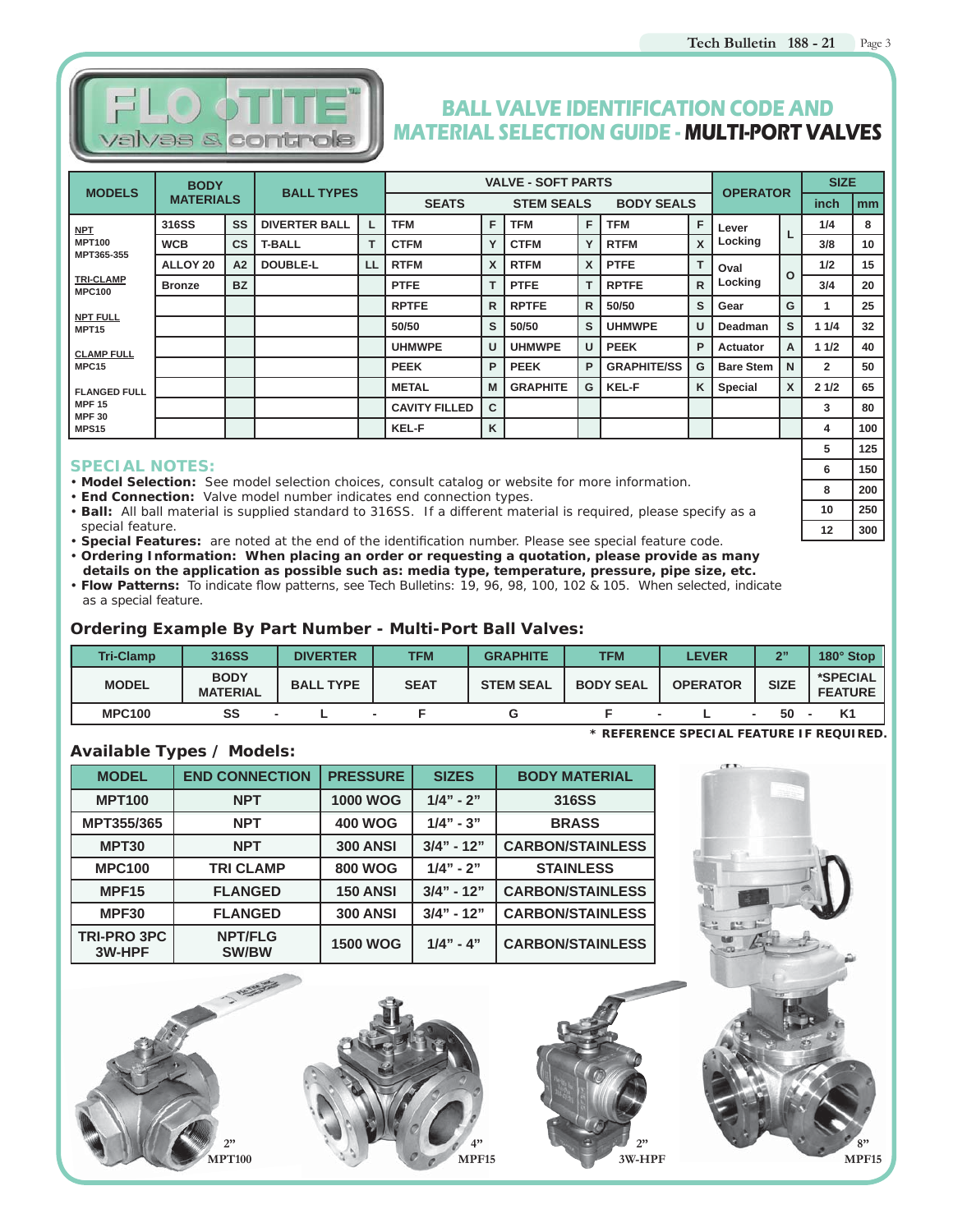# BALL VALVE IDENTIFICATION CODE AND MATERIAL SELECTION GUIDE - MULTI-PORT VALVES

| MODELS | BODY MATERIALS | | BALL TYPES | | VALVE - SOFT PARTS | | | | | | OPERATOR | | SIZE | |
|---|---|---|---|---|---|---|---|---|---|---|---|---|---|---|
| | | | | | SEATS | | STEM SEALS | | BODY SEALS | | | | inch | mm |
| NPT<br>MPT100<br>MPT365-355 | 316SS | SS | DIVERTER BALL | L | TFM | F | TFM | F | TFM | F | Lever Locking | L | 1/4 | 8 |
| | WCB | CS | T-BALL | T | CTFM | Y | CTFM | Y | RTFM | X | | | 3/8 | 10 |
| TRI-CLAMP<br>MPC100 | ALLOY 20 | A2 | DOUBLE-L | LL | RTFM | X | RTFM | X | PTFE | T | Oval Locking | O | 1/2 | 15 |
| | Bronze | BZ | | | PTFE | T | PTFE | T | RPTFE | R | | | 3/4 | 20 |
| NPT FULL<br>MPT15 | | | | | RPTFE | R | RPTFE | R | 50/50 | S | Gear | G | 1 | 25 |
| | | | | | 50/50 | S | 50/50 | S | UHMWPE | U | Deadman | S | 1 1/4 | 32 |
| CLAMP FULL<br>MPC15 | | | | | UHMWPE | U | UHMWPE | U | PEEK | P | Actuator | A | 1 1/2 | 40 |
| | | | | | PEEK | P | PEEK | P | GRAPHITE/SS | G | Bare Stem | N | 2 | 50 |
| FLANGED FULL<br>MPF 15<br>MPF 30<br>MPS15 | | | | | METAL | M | GRAPHITE | G | KEL-F | K | Special | X | 2 1/2 | 65 |
| | | | | | CAVITY FILLED | C | | | | | | | 3 | 80 |
| | | | | | KEL-F | K | | | | | | | 4 | 100 |
| | | | | | | | | | | | | | 5 | 125 |
| | | | | | | | | | | | | | 6 | 150 |
| | | | | | | | | | | | | | 8 | 200 |
| | | | | | | | | | | | | | 10 | 250 |
| | | | | | | | | | | | | | 12 | 300 |

## SPECIAL NOTES:

- **Model Selection:** See model selection choices, consult catalog or website for more information.
- **End Connection:** Valve model number indicates end connection types.
- **Ball:** All ball material is supplied standard to 316SS. If a different material is required, please specify as a special feature.
- **Special Features:** are noted at the end of the identification number. Please see special feature code.
- **Ordering Information: When placing an order or requesting a quotation, please provide as many details on the application as possible such as: media type, temperature, pressure, pipe size, etc.**
- **Flow Patterns:** To indicate flow patterns, see Tech Bulletins: 19, 96, 98, 100, 102 & 105. When selected, indicate as a special feature.

## Ordering Example By Part Number - Multi-Port Ball Valves:

| Tri-Clamp | 316SS | DIVERTER | TFM | GRAPHITE | TFM | LEVER | 2" | 180° Stop |
|---|---|---|---|---|---|---|---|---|
| MODEL | BODY MATERIAL | BALL TYPE | SEAT | STEM SEAL | BODY SEAL | OPERATOR | SIZE | *SPECIAL FEATURE |
| MPC100 | SS - | L - | F | G | F - | L - | 50 - | K1 |

**\* REFERENCE SPECIAL FEATURE IF REQUIRED.**

## Available Types / Models:

| MODEL | END CONNECTION | PRESSURE | SIZES | BODY MATERIAL |
|---|---|---|---|---|
| MPT100 | NPT | 1000 WOG | 1/4" - 2" | 316SS |
| MPT355/365 | NPT | 400 WOG | 1/4" - 3" | BRASS |
| MPT30 | NPT | 300 ANSI | 3/4" - 12" | CARBON/STAINLESS |
| MPC100 | TRI CLAMP | 800 WOG | 1/4" - 2" | STAINLESS |
| MPF15 | FLANGED | 150 ANSI | 3/4" - 12" | CARBON/STAINLESS |
| MPF30 | FLANGED | 300 ANSI | 3/4" - 12" | CARBON/STAINLESS |
| TRI-PRO 3PC 3W-HPF | NPT/FLG SW/BW | 1500 WOG | 1/4" - 4" | CARBON/STAINLESS |

2" MPT100

4" MPF15

2" 3W-HPF

8" MPF15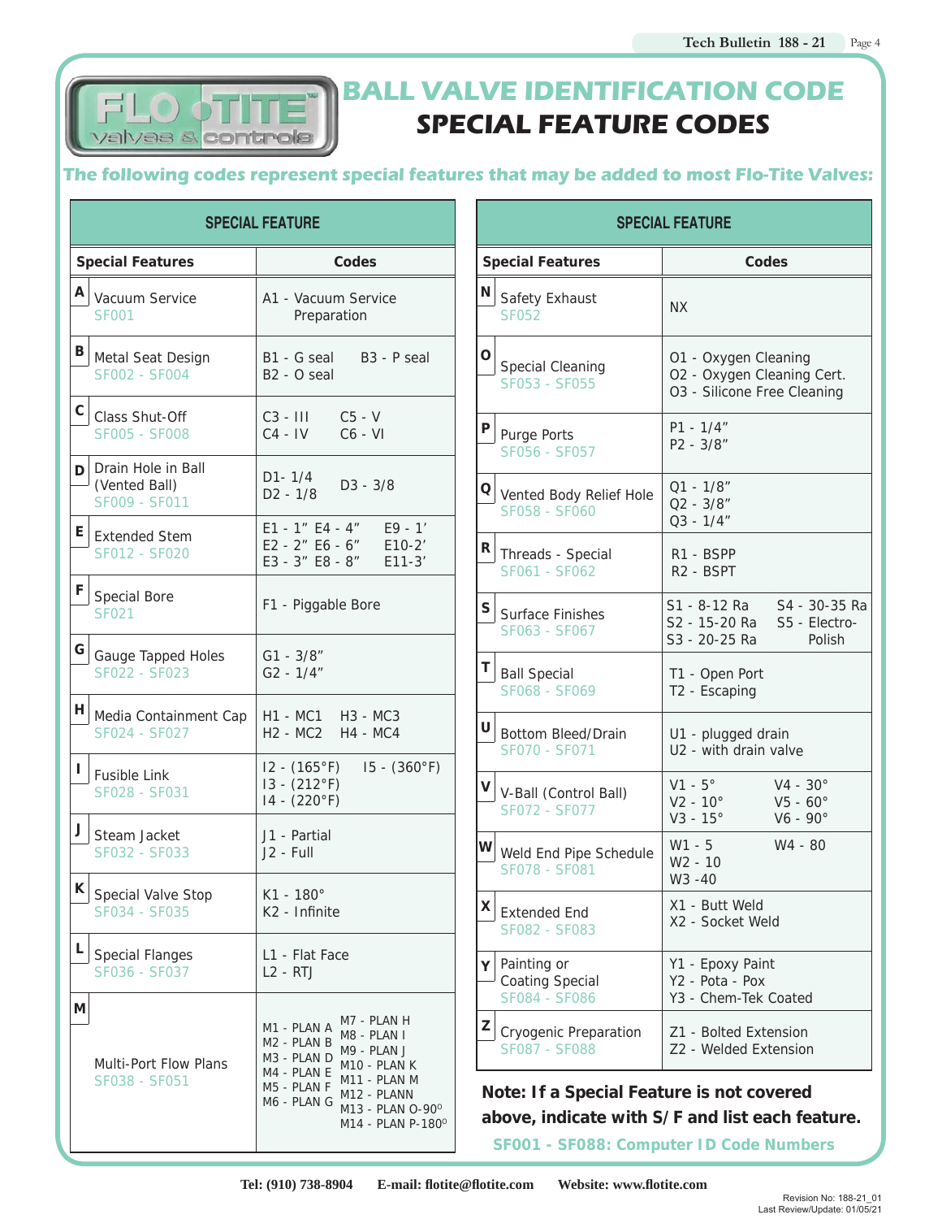# BALL VALVE IDENTIFICATION CODE

## SPECIAL FEATURE CODES

**The following codes represent special features that may be added to most Flo-Tite Valves:**

| | SPECIAL FEATURE | |
|---|---|---|
| | **Special Features** | **Codes** |
| A | Vacuum Service SF001 | A1 - Vacuum Service Preparation |
| B | Metal Seat Design SF002 - SF004 | B1 - G seal, B2 - O seal, B3 - P seal |
| C | Class Shut-Off SF005 - SF008 | C3 - III, C4 - IV, C5 - V, C6 - VI |
| D | Drain Hole in Ball (Vented Ball) SF009 - SF011 | D1- 1/4, D2 - 1/8, D3 - 3/8 |
| E | Extended Stem SF012 - SF020 | E1 - 1", E2 - 2", E3 - 3", E4 - 4", E6 - 6", E8 - 8", E9 - 1', E10-2', E11-3' |
| F | Special Bore SF021 | F1 - Piggable Bore |
| G | Gauge Tapped Holes SF022 - SF023 | G1 - 3/8", G2 - 1/4" |
| H | Media Containment Cap SF024 - SF027 | H1 - MC1, H2 - MC2, H3 - MC3, H4 - MC4 |
| I | Fusible Link SF028 - SF031 | I2 - (165°F), I3 - (212°F), I4 - (220°F), I5 - (360°F) |
| J | Steam Jacket SF032 - SF033 | J1 - Partial, J2 - Full |
| K | Special Valve Stop SF034 - SF035 | K1 - 180°, K2 - Infinite |
| L | Special Flanges SF036 - SF037 | L1 - Flat Face, L2 - RTJ |
| M | Multi-Port Flow Plans SF038 - SF051 | M1 - PLAN A, M2 - PLAN B, M3 - PLAN D, M4 - PLAN E, M5 - PLAN F, M6 - PLAN G, M7 - PLAN H, M8 - PLAN I, M9 - PLAN J, M10 - PLAN K, M11 - PLAN M, M12 - PLANN, M13 - PLAN O-90°, M14 - PLAN P-180° |

| | SPECIAL FEATURE | |
|---|---|---|
| | **Special Features** | **Codes** |
| N | Safety Exhaust SF052 | NX |
| O | Special Cleaning SF053 - SF055 | O1 - Oxygen Cleaning, O2 - Oxygen Cleaning Cert., O3 - Silicone Free Cleaning |
| P | Purge Ports SF056 - SF057 | P1 - 1/4", P2 - 3/8" |
| Q | Vented Body Relief Hole SF058 - SF060 | Q1 - 1/8", Q2 - 3/8", Q3 - 1/4" |
| R | Threads - Special SF061 - SF062 | R1 - BSPP, R2 - BSPT |
| S | Surface Finishes SF063 - SF067 | S1 - 8-12 Ra, S2 - 15-20 Ra, S3 - 20-25 Ra, S4 - 30-35 Ra, S5 - Electro-Polish |
| T | Ball Special SF068 - SF069 | T1 - Open Port, T2 - Escaping |
| U | Bottom Bleed/Drain SF070 - SF071 | U1 - plugged drain, U2 - with drain valve |
| V | V-Ball (Control Ball) SF072 - SF077 | V1 - 5°, V2 - 10°, V3 - 15°, V4 - 30°, V5 - 60°, V6 - 90° |
| W | Weld End Pipe Schedule SF078 - SF081 | W1 - 5, W2 - 10, W3 -40, W4 - 80 |
| X | Extended End SF082 - SF083 | X1 - Butt Weld, X2 - Socket Weld |
| Y | Painting or Coating Special SF084 - SF086 | Y1 - Epoxy Paint, Y2 - Pota - Pox, Y3 - Chem-Tek Coated |
| Z | Cryogenic Preparation SF087 - SF088 | Z1 - Bolted Extension, Z2 - Welded Extension |

**Note: If a Special Feature is not covered above, indicate with S/F and list each feature.**

**SF001 - SF088: Computer ID Code Numbers**

Tel: (910) 738-8904 E-mail: flotite@flotite.com Website: www.flotite.com

Revision No: 188-21_01
Last Review/Update: 01/05/21